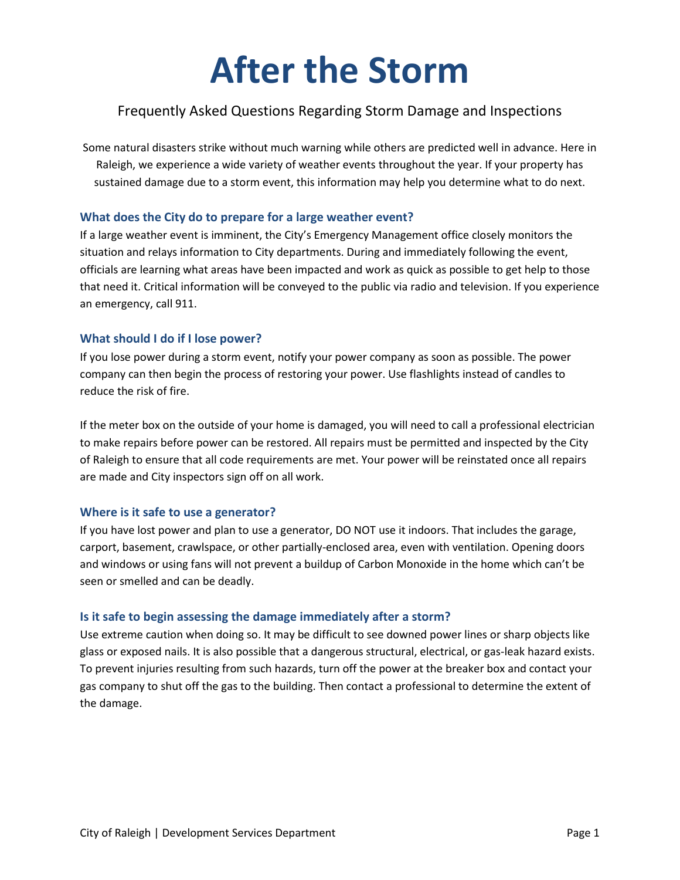# After the Storm

## Frequently Asked Questions Regarding Storm Damage and Inspections

Some natural disasters strike without much warning while others are predicted well in advance. Here in Raleigh, we experience a wide variety of weather events throughout the year. If your property has sustained damage due to a storm event, this information may help you determine what to do next.

### What does the City do to prepare for a large weather event?

If a large weather event is imminent, the City's Emergency Management office closely monitors the situation and relays information to City departments. During and immediately following the event, officials are learning what areas have been impacted and work as quick as possible to get help to those that need it. Critical information will be conveyed to the public via radio and television. If you experience an emergency, call 911.

### What should I do if I lose power?

If you lose power during a storm event, notify your power company as soon as possible. The power company can then begin the process of restoring your power. Use flashlights instead of candles to reduce the risk of fire.

If the meter box on the outside of your home is damaged, you will need to call a professional electrician to make repairs before power can be restored. All repairs must be permitted and inspected by the City of Raleigh to ensure that all code requirements are met. Your power will be reinstated once all repairs are made and City inspectors sign off on all work.

### Where is it safe to use a generator?

If you have lost power and plan to use a generator, DO NOT use it indoors. That includes the garage, carport, basement, crawlspace, or other partially-enclosed area, even with ventilation. Opening doors and windows or using fans will not prevent a buildup of Carbon Monoxide in the home which can't be seen or smelled and can be deadly.

### Is it safe to begin assessing the damage immediately after a storm?

Use extreme caution when doing so. It may be difficult to see downed power lines or sharp objects like glass or exposed nails. It is also possible that a dangerous structural, electrical, or gas-leak hazard exists. To prevent injuries resulting from such hazards, turn off the power at the breaker box and contact your gas company to shut off the gas to the building. Then contact a professional to determine the extent of the damage.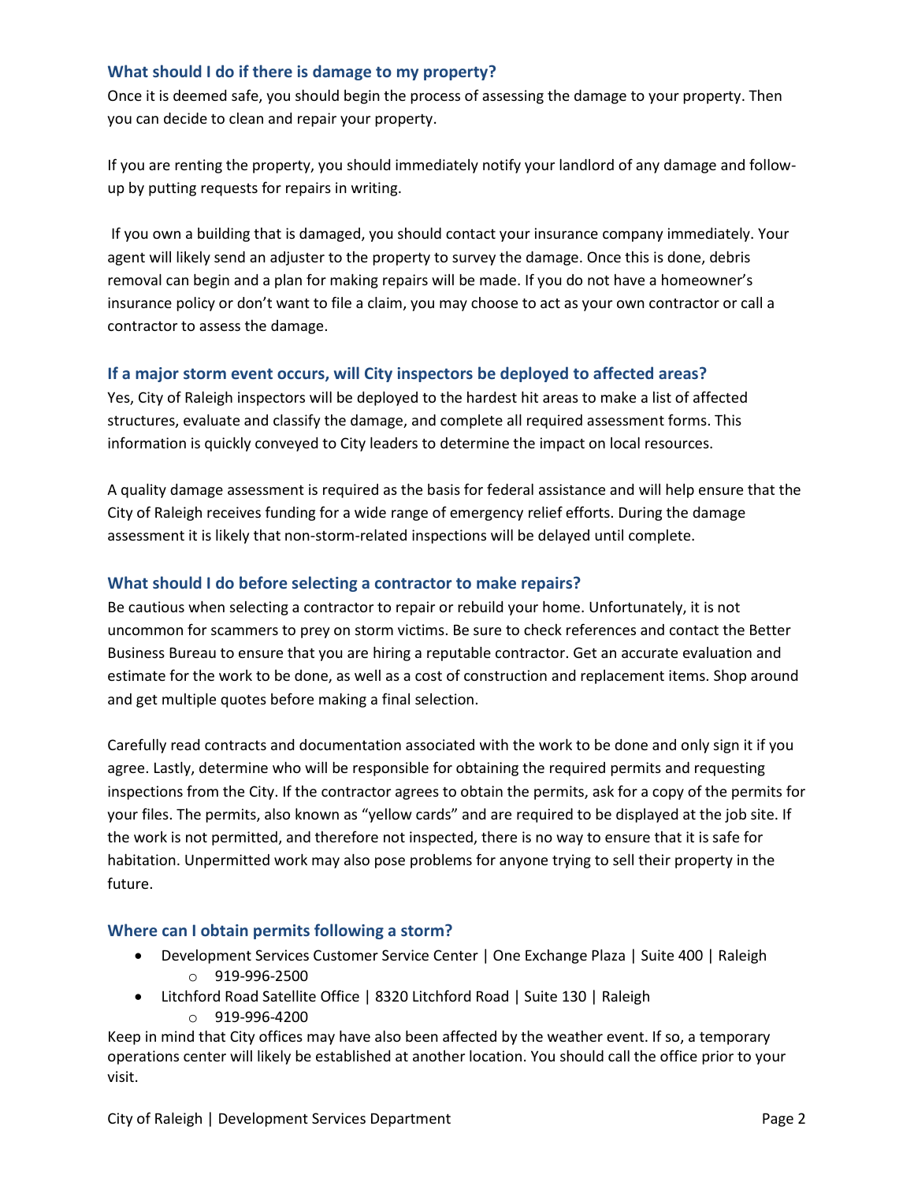### What should I do if there is damage to my property?

Once it is deemed safe, you should begin the process of assessing the damage to your property. Then you can decide to clean and repair your property.

If you are renting the property, you should immediately notify your landlord of any damage and follow-up by putting requests for repairs in writing.

If you own a building that is damaged, you should contact your insurance company immediately. Your agent will likely send an adjuster to the property to survey the damage. Once this is done, debris removal can begin and a plan for making repairs will be made. If you do not have a homeowner's insurance policy or don't want to file a claim, you may choose to act as your own contractor or call a contractor to assess the damage.

### If a major storm event occurs, will City inspectors be deployed to affected areas?

Yes, City of Raleigh inspectors will be deployed to the hardest hit areas to make a list of affected structures, evaluate and classify the damage, and complete all required assessment forms. This information is quickly conveyed to City leaders to determine the impact on local resources.

A quality damage assessment is required as the basis for federal assistance and will help ensure that the City of Raleigh receives funding for a wide range of emergency relief efforts. During the damage assessment it is likely that non-storm-related inspections will be delayed until complete.

### What should I do before selecting a contractor to make repairs?

Be cautious when selecting a contractor to repair or rebuild your home. Unfortunately, it is not uncommon for scammers to prey on storm victims. Be sure to check references and contact the Better Business Bureau to ensure that you are hiring a reputable contractor. Get an accurate evaluation and estimate for the work to be done, as well as a cost of construction and replacement items. Shop around and get multiple quotes before making a final selection.

Carefully read contracts and documentation associated with the work to be done and only sign it if you agree. Lastly, determine who will be responsible for obtaining the required permits and requesting inspections from the City. If the contractor agrees to obtain the permits, ask for a copy of the permits for your files. The permits, also known as "yellow cards" and are required to be displayed at the job site. If the work is not permitted, and therefore not inspected, there is no way to ensure that it is safe for habitation. Unpermitted work may also pose problems for anyone trying to sell their property in the future.

### Where can I obtain permits following a storm?

- Development Services Customer Service Center | One Exchange Plaza | Suite 400 | Raleigh
  - 919-996-2500
- Litchford Road Satellite Office | 8320 Litchford Road | Suite 130 | Raleigh
  - 919-996-4200

Keep in mind that City offices may have also been affected by the weather event. If so, a temporary operations center will likely be established at another location. You should call the office prior to your visit.